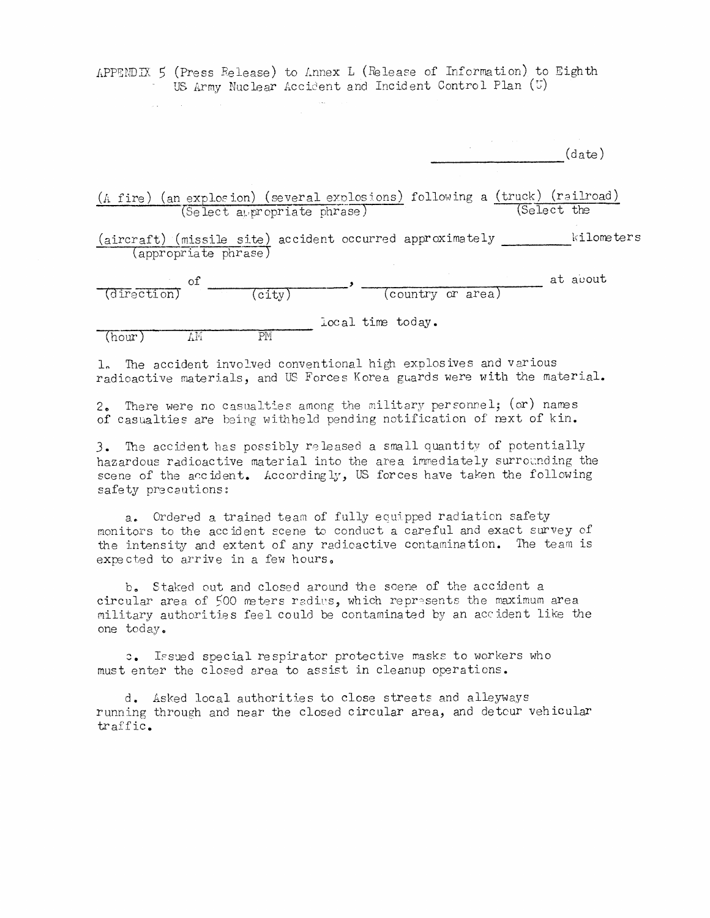APPENDIX 5 (Press Release) to Annex L (Release of Information) to Eighth US Army Nuclear Accident and Incident Control Plan (U)

_________________ (date)

(A fire) (an explosion) (several explosions) following a (truck) (railroad)
(Select appropriate phrase) (Select the

(aircraft) (missile site) accident occurred approximately ________ kilometers
(appropriate phrase)

________ of ______________, ______________________ at about
(direction) (city) (country or area)

__________________________ local time today.
(hour) AM PM

1. The accident involved conventional high explosives and various radioactive materials, and US Forces Korea guards were with the material.

2. There were no casualties among the military personnel; (or) names of casualties are being withheld pending notification of next of kin.

3. The accident has possibly released a small quantity of potentially hazardous radioactive material into the area immediately surrounding the scene of the accident. Accordingly, US forces have taken the following safety precautions:

a. Ordered a trained team of fully equipped radiation safety monitors to the accident scene to conduct a careful and exact survey of the intensity and extent of any radioactive contamination. The team is expected to arrive in a few hours.

b. Staked out and closed around the scene of the accident a circular area of 500 meters radius, which represents the maximum area military authorities feel could be contaminated by an accident like the one today.

c. Issued special respirator protective masks to workers who must enter the closed area to assist in cleanup operations.

d. Asked local authorities to close streets and alleyways running through and near the closed circular area, and detour vehicular traffic.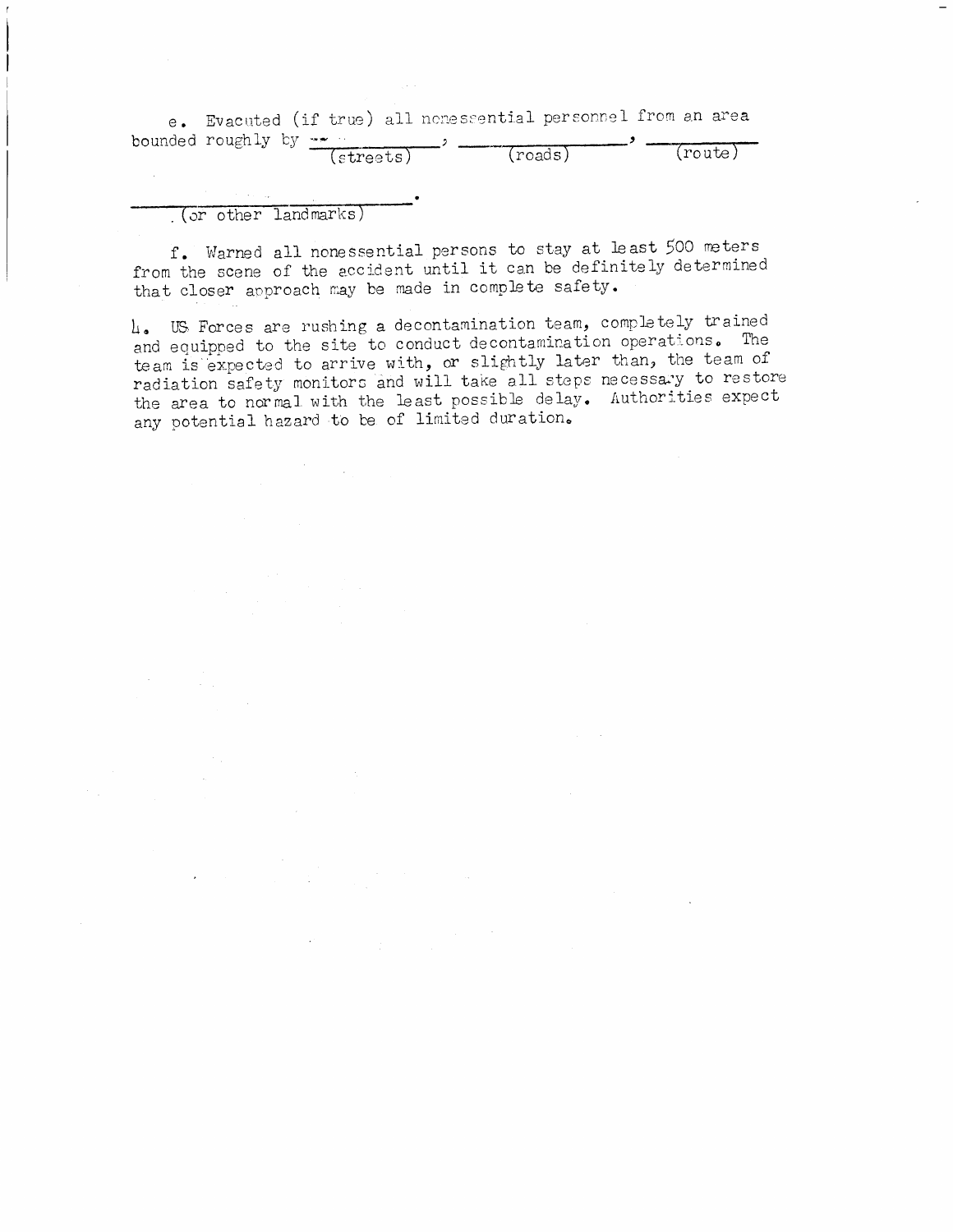e. Evacuted (if true) all nonessential personnel from an area bounded roughly by ______ (streets), ______ (roads), ______ (route)

______ (or other landmarks).

f. Warned all nonessential persons to stay at least 500 meters from the scene of the accident until it can be definitely determined that closer approach may be made in complete safety.

4. US Forces are rushing a decontamination team, completely trained and equipped to the site to conduct decontamination operations. The team is expected to arrive with, or slightly later than, the team of radiation safety monitors and will take all steps necessary to restore the area to normal with the least possible delay. Authorities expect any potential hazard to be of limited duration.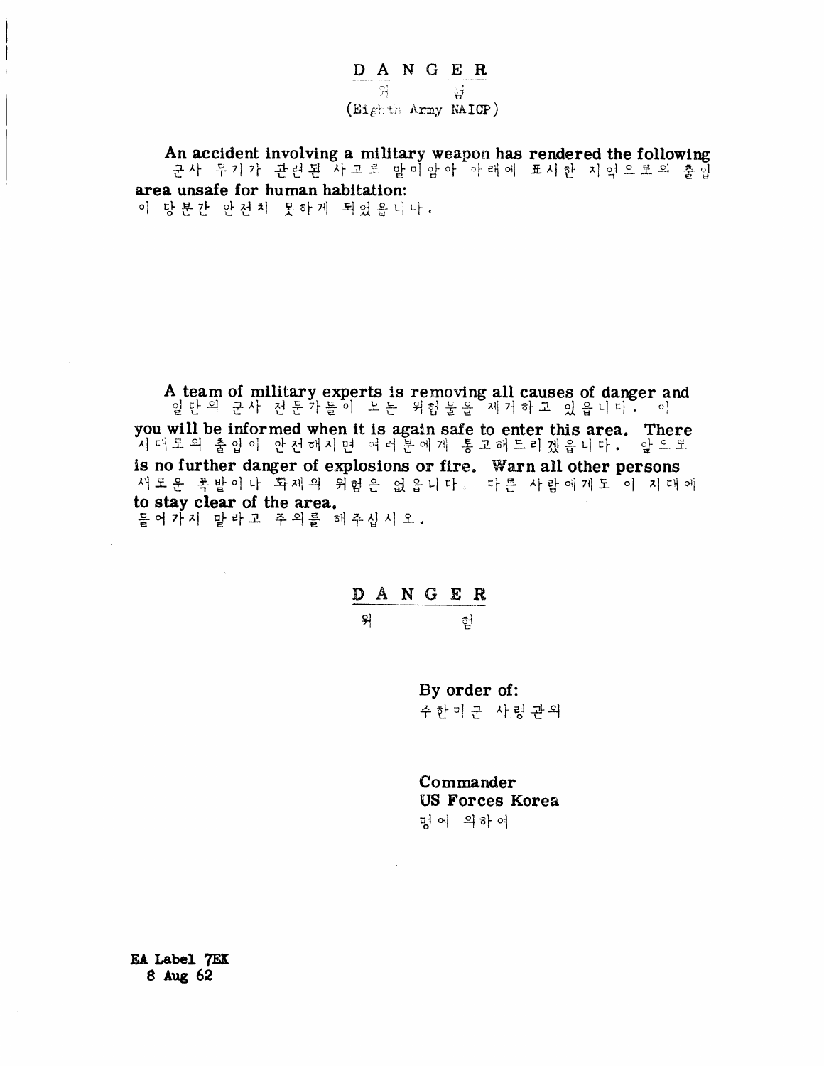# DANGER

위 험

(Eighth Army NAICP)

**An accident involving a military weapon has rendered the following**
군사 무기가 관련된 사고로 말미암아 아래에 표시한 지역으로의 출입
**area unsafe for human habitation:**
이 당분간 안전치 못하게 되었읍니다.

**A team of military experts is removing all causes of danger and**
일단의 군사 전문가들이 모든 위험물을 제거하고 있읍니다. 이
**you will be informed when it is again safe to enter this area. There**
지대로의 출입이 안전해지면 여러분에게 통고해드리겠읍니다. 앞으로
**is no further danger of explosions or fire. Warn all other persons**
새로운 폭발이나 화재의 위험은 없읍니다. 다른 사람에게도 이 지대에
**to stay clear of the area.**
들어가지 말라고 주의를 해주십시오.

# DANGER

위 험

**By order of:**
주한미군 사령관의

**Commander**
**US Forces Korea**
명에 의하여

**EA Label 7EK**
**8 Aug 62**